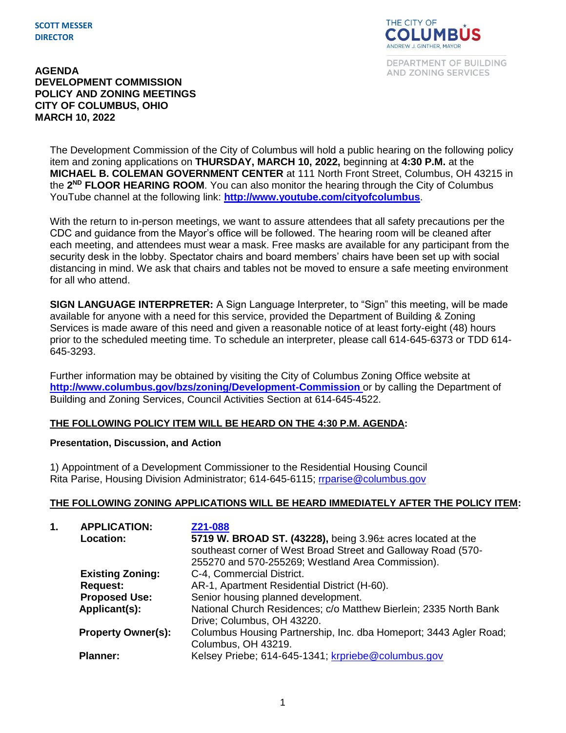**SCOTT MESSER**
**DIRECTOR**

THE CITY OF COLUMBUS
ANDREW J. GINTHER, MAYOR

DEPARTMENT OF BUILDING AND ZONING SERVICES

# AGENDA
# DEVELOPMENT COMMISSION
# POLICY AND ZONING MEETINGS
# CITY OF COLUMBUS, OHIO
# MARCH 10, 2022

The Development Commission of the City of Columbus will hold a public hearing on the following policy item and zoning applications on **THURSDAY, MARCH 10, 2022,** beginning at **4:30 P.M.** at the **MICHAEL B. COLEMAN GOVERNMENT CENTER** at 111 North Front Street, Columbus, OH 43215 in the **2ND FLOOR HEARING ROOM**. You can also monitor the hearing through the City of Columbus YouTube channel at the following link: **http://www.youtube.com/cityofcolumbus**.

With the return to in-person meetings, we want to assure attendees that all safety precautions per the CDC and guidance from the Mayor's office will be followed. The hearing room will be cleaned after each meeting, and attendees must wear a mask. Free masks are available for any participant from the security desk in the lobby. Spectator chairs and board members' chairs have been set up with social distancing in mind. We ask that chairs and tables not be moved to ensure a safe meeting environment for all who attend.

**SIGN LANGUAGE INTERPRETER:** A Sign Language Interpreter, to "Sign" this meeting, will be made available for anyone with a need for this service, provided the Department of Building & Zoning Services is made aware of this need and given a reasonable notice of at least forty-eight (48) hours prior to the scheduled meeting time. To schedule an interpreter, please call 614-645-6373 or TDD 614-645-3293.

Further information may be obtained by visiting the City of Columbus Zoning Office website at **http://www.columbus.gov/bzs/zoning/Development-Commission** or by calling the Department of Building and Zoning Services, Council Activities Section at 614-645-4522.

**THE FOLLOWING POLICY ITEM WILL BE HEARD ON THE 4:30 P.M. AGENDA:**

**Presentation, Discussion, and Action**

1) Appointment of a Development Commissioner to the Residential Housing Council
Rita Parise, Housing Division Administrator; 614-645-6115; rrparise@columbus.gov

**THE FOLLOWING ZONING APPLICATIONS WILL BE HEARD IMMEDIATELY AFTER THE POLICY ITEM:**

**1. APPLICATION:** **Z21-088**
**Location:** **5719 W. BROAD ST. (43228),** being 3.96± acres located at the southeast corner of West Broad Street and Galloway Road (570-255270 and 570-255269; Westland Area Commission).
**Existing Zoning:** C-4, Commercial District.
**Request:** AR-1, Apartment Residential District (H-60).
**Proposed Use:** Senior housing planned development.
**Applicant(s):** National Church Residences; c/o Matthew Bierlein; 2335 North Bank Drive; Columbus, OH 43220.
**Property Owner(s):** Columbus Housing Partnership, Inc. dba Homeport; 3443 Agler Road; Columbus, OH 43219.
**Planner:** Kelsey Priebe; 614-645-1341; krpriebe@columbus.gov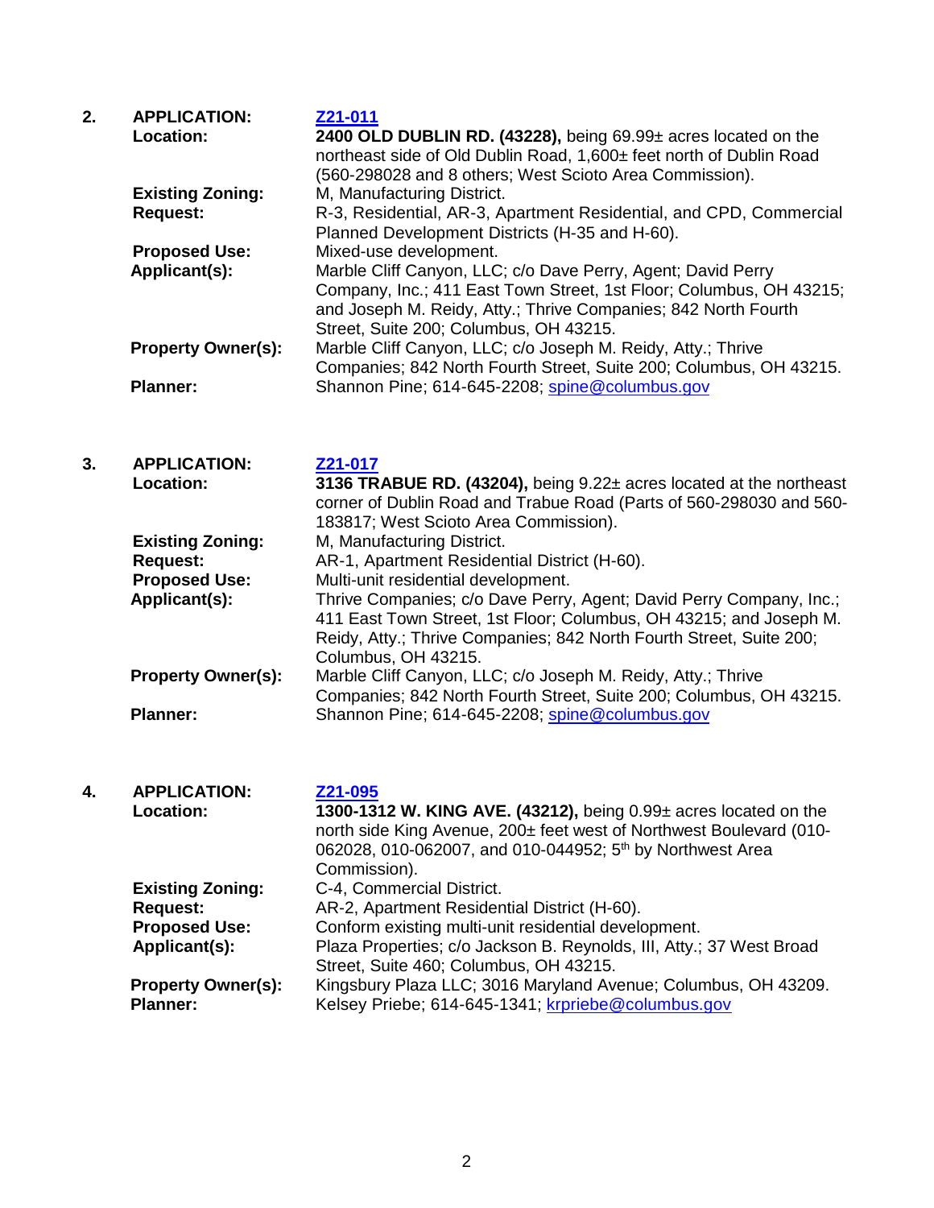2. **APPLICATION:** **[Z21-011](Z21-011)**

**Location:** **2400 OLD DUBLIN RD. (43228),** being 69.99± acres located on the northeast side of Old Dublin Road, 1,600± feet north of Dublin Road (560-298028 and 8 others; West Scioto Area Commission).

**Existing Zoning:** M, Manufacturing District.

**Request:** R-3, Residential, AR-3, Apartment Residential, and CPD, Commercial Planned Development Districts (H-35 and H-60).

**Proposed Use:** Mixed-use development.

**Applicant(s):** Marble Cliff Canyon, LLC; c/o Dave Perry, Agent; David Perry Company, Inc.; 411 East Town Street, 1st Floor; Columbus, OH 43215; and Joseph M. Reidy, Atty.; Thrive Companies; 842 North Fourth Street, Suite 200; Columbus, OH 43215.

**Property Owner(s):** Marble Cliff Canyon, LLC; c/o Joseph M. Reidy, Atty.; Thrive Companies; 842 North Fourth Street, Suite 200; Columbus, OH 43215.

**Planner:** Shannon Pine; 614-645-2208; spine@columbus.gov

3. **APPLICATION:** **[Z21-017](Z21-017)**

**Location:** **3136 TRABUE RD. (43204),** being 9.22± acres located at the northeast corner of Dublin Road and Trabue Road (Parts of 560-298030 and 560-183817; West Scioto Area Commission).

**Existing Zoning:** M, Manufacturing District.

**Request:** AR-1, Apartment Residential District (H-60).

**Proposed Use:** Multi-unit residential development.

**Applicant(s):** Thrive Companies; c/o Dave Perry, Agent; David Perry Company, Inc.; 411 East Town Street, 1st Floor; Columbus, OH 43215; and Joseph M. Reidy, Atty.; Thrive Companies; 842 North Fourth Street, Suite 200; Columbus, OH 43215.

**Property Owner(s):** Marble Cliff Canyon, LLC; c/o Joseph M. Reidy, Atty.; Thrive Companies; 842 North Fourth Street, Suite 200; Columbus, OH 43215.

**Planner:** Shannon Pine; 614-645-2208; spine@columbus.gov

4. **APPLICATION:** **[Z21-095](Z21-095)**

**Location:** **1300-1312 W. KING AVE. (43212),** being 0.99± acres located on the north side King Avenue, 200± feet west of Northwest Boulevard (010-062028, 010-062007, and 010-044952; 5th by Northwest Area Commission).

**Existing Zoning:** C-4, Commercial District.

**Request:** AR-2, Apartment Residential District (H-60).

**Proposed Use:** Conform existing multi-unit residential development.

**Applicant(s):** Plaza Properties; c/o Jackson B. Reynolds, III, Atty.; 37 West Broad Street, Suite 460; Columbus, OH 43215.

**Property Owner(s):** Kingsbury Plaza LLC; 3016 Maryland Avenue; Columbus, OH 43209.

**Planner:** Kelsey Priebe; 614-645-1341; krpriebe@columbus.gov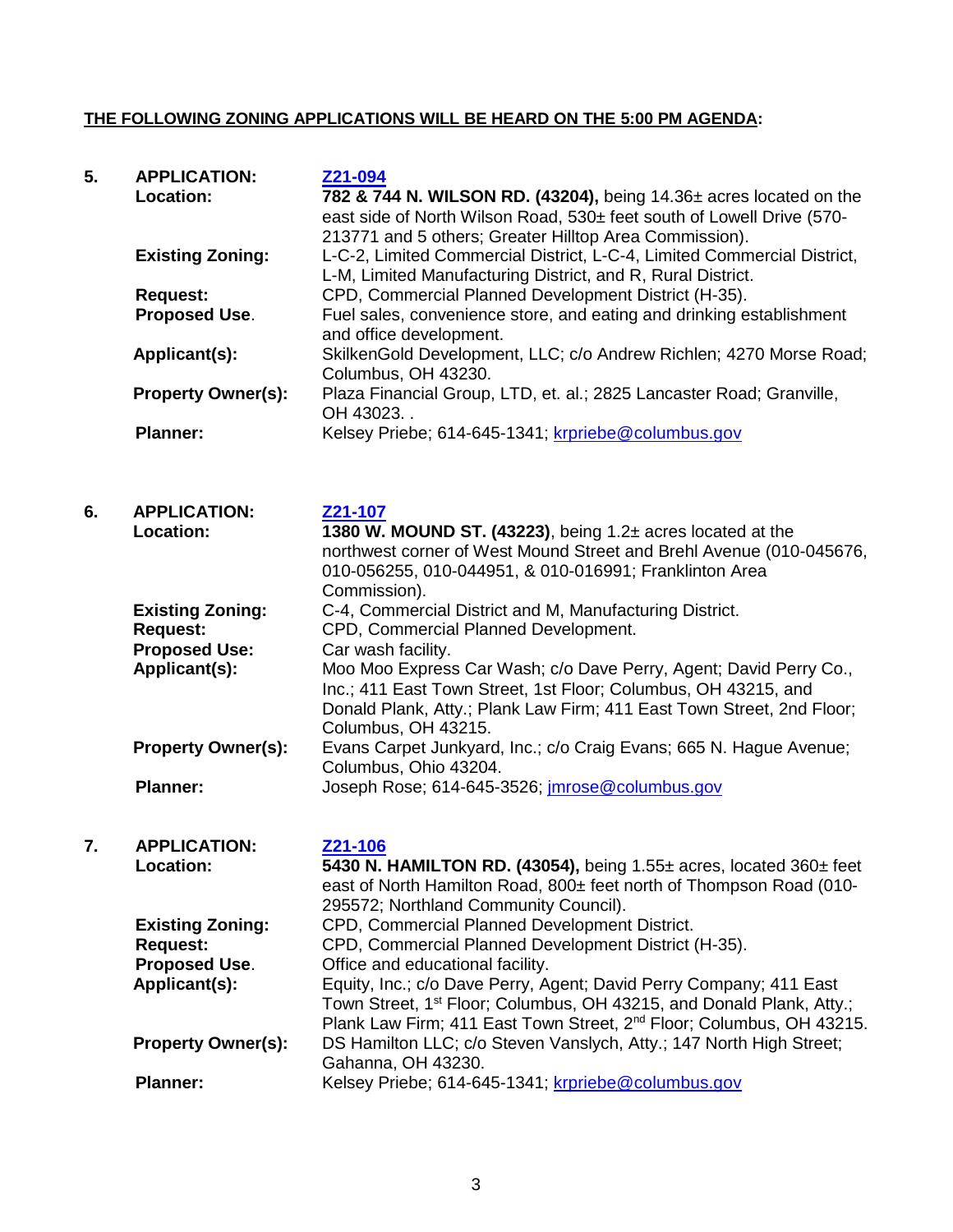**THE FOLLOWING ZONING APPLICATIONS WILL BE HEARD ON THE 5:00 PM AGENDA:**

**5. APPLICATION:** [Z21-094]()

**Location:** **782 & 744 N. WILSON RD. (43204),** being 14.36± acres located on the east side of North Wilson Road, 530± feet south of Lowell Drive (570-213771 and 5 others; Greater Hilltop Area Commission).

**Existing Zoning:** L-C-2, Limited Commercial District, L-C-4, Limited Commercial District, L-M, Limited Manufacturing District, and R, Rural District.

**Request:** CPD, Commercial Planned Development District (H-35).

**Proposed Use.** Fuel sales, convenience store, and eating and drinking establishment and office development.

**Applicant(s):** SkilkenGold Development, LLC; c/o Andrew Richlen; 4270 Morse Road; Columbus, OH 43230.

**Property Owner(s):** Plaza Financial Group, LTD, et. al.; 2825 Lancaster Road; Granville, OH 43023. .

**Planner:** Kelsey Priebe; 614-645-1341; [krpriebe@columbus.gov](mailto:krpriebe@columbus.gov)

**6. APPLICATION:** [Z21-107]()

**Location:** **1380 W. MOUND ST. (43223)**, being 1.2± acres located at the northwest corner of West Mound Street and Brehl Avenue (010-045676, 010-056255, 010-044951, & 010-016991; Franklinton Area Commission).

**Existing Zoning:** C-4, Commercial District and M, Manufacturing District.

**Request:** CPD, Commercial Planned Development.

**Proposed Use:** Car wash facility.

**Applicant(s):** Moo Moo Express Car Wash; c/o Dave Perry, Agent; David Perry Co., Inc.; 411 East Town Street, 1st Floor; Columbus, OH 43215, and Donald Plank, Atty.; Plank Law Firm; 411 East Town Street, 2nd Floor; Columbus, OH 43215.

**Property Owner(s):** Evans Carpet Junkyard, Inc.; c/o Craig Evans; 665 N. Hague Avenue; Columbus, Ohio 43204.

**Planner:** Joseph Rose; 614-645-3526; [jmrose@columbus.gov](mailto:jmrose@columbus.gov)

**7. APPLICATION:** [Z21-106]()

**Location:** **5430 N. HAMILTON RD. (43054),** being 1.55± acres, located 360± feet east of North Hamilton Road, 800± feet north of Thompson Road (010-295572; Northland Community Council).

**Existing Zoning:** CPD, Commercial Planned Development District.

**Request:** CPD, Commercial Planned Development District (H-35).

**Proposed Use.** Office and educational facility.

**Applicant(s):** Equity, Inc.; c/o Dave Perry, Agent; David Perry Company; 411 East Town Street, 1st Floor; Columbus, OH 43215, and Donald Plank, Atty.; Plank Law Firm; 411 East Town Street, 2nd Floor; Columbus, OH 43215.

**Property Owner(s):** DS Hamilton LLC; c/o Steven Vanslych, Atty.; 147 North High Street; Gahanna, OH 43230.

**Planner:** Kelsey Priebe; 614-645-1341; [krpriebe@columbus.gov](mailto:krpriebe@columbus.gov)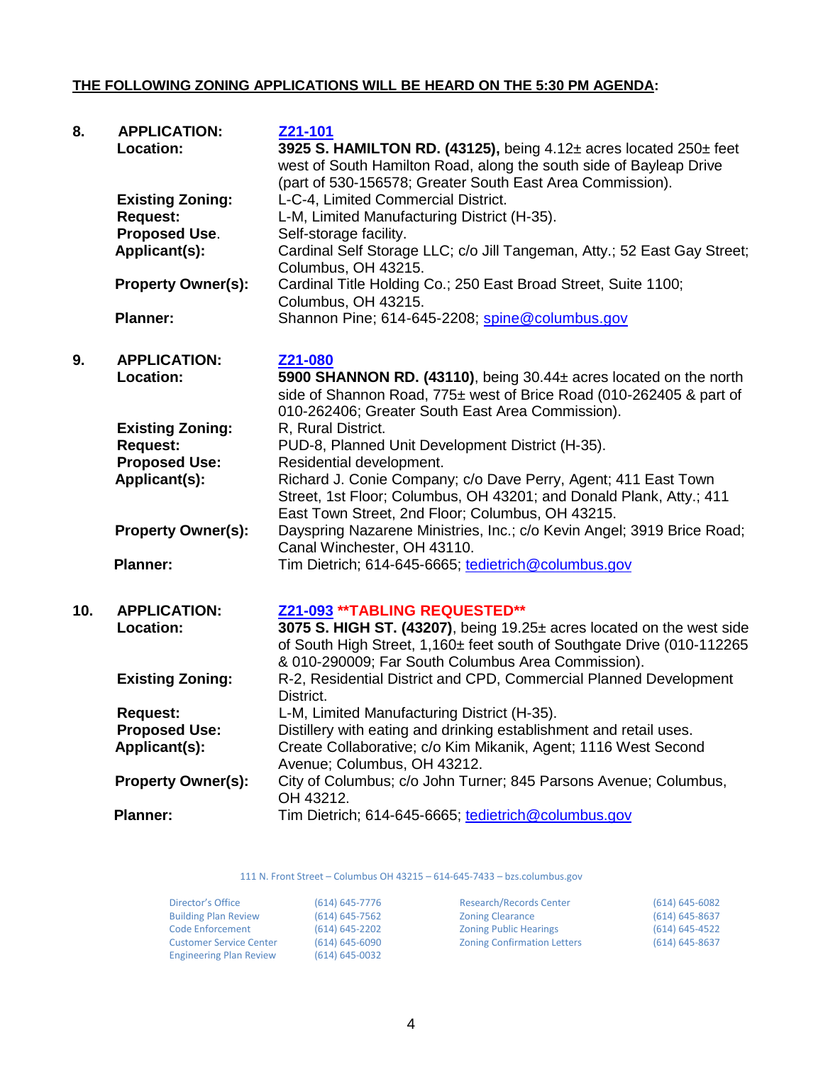**THE FOLLOWING ZONING APPLICATIONS WILL BE HEARD ON THE 5:30 PM AGENDA:**

**8. APPLICATION:** **Z21-101**

**Location:** **3925 S. HAMILTON RD. (43125),** being 4.12± acres located 250± feet west of South Hamilton Road, along the south side of Bayleap Drive (part of 530-156578; Greater South East Area Commission).

**Existing Zoning:** L-C-4, Limited Commercial District.

**Request:** L-M, Limited Manufacturing District (H-35).

**Proposed Use.** Self-storage facility.

**Applicant(s):** Cardinal Self Storage LLC; c/o Jill Tangeman, Atty.; 52 East Gay Street; Columbus, OH 43215.

**Property Owner(s):** Cardinal Title Holding Co.; 250 East Broad Street, Suite 1100; Columbus, OH 43215.

**Planner:** Shannon Pine; 614-645-2208; spine@columbus.gov

**9. APPLICATION:** **Z21-080**

**Location:** **5900 SHANNON RD. (43110)**, being 30.44± acres located on the north side of Shannon Road, 775± west of Brice Road (010-262405 & part of 010-262406; Greater South East Area Commission).

**Existing Zoning:** R, Rural District.

**Request:** PUD-8, Planned Unit Development District (H-35).

**Proposed Use:** Residential development.

**Applicant(s):** Richard J. Conie Company; c/o Dave Perry, Agent; 411 East Town Street, 1st Floor; Columbus, OH 43201; and Donald Plank, Atty.; 411 East Town Street, 2nd Floor; Columbus, OH 43215.

**Property Owner(s):** Dayspring Nazarene Ministries, Inc.; c/o Kevin Angel; 3919 Brice Road; Canal Winchester, OH 43110.

**Planner:** Tim Dietrich; 614-645-6665; tedietrich@columbus.gov

**10. APPLICATION:** **Z21-093** **\*\*TABLING REQUESTED\*\***

**Location:** **3075 S. HIGH ST. (43207)**, being 19.25± acres located on the west side of South High Street, 1,160± feet south of Southgate Drive (010-112265 & 010-290009; Far South Columbus Area Commission).

**Existing Zoning:** R-2, Residential District and CPD, Commercial Planned Development District.

**Request:** L-M, Limited Manufacturing District (H-35).

**Proposed Use:** Distillery with eating and drinking establishment and retail uses.

**Applicant(s):** Create Collaborative; c/o Kim Mikanik, Agent; 1116 West Second Avenue; Columbus, OH 43212.

**Property Owner(s):** City of Columbus; c/o John Turner; 845 Parsons Avenue; Columbus, OH 43212.

**Planner:** Tim Dietrich; 614-645-6665; tedietrich@columbus.gov

111 N. Front Street – Columbus OH 43215 – 614-645-7433 – bzs.columbus.gov

| | | | |
|---|---|---|---|
| Director's Office | (614) 645-7776 | Research/Records Center | (614) 645-6082 |
| Building Plan Review | (614) 645-7562 | Zoning Clearance | (614) 645-8637 |
| Code Enforcement | (614) 645-2202 | Zoning Public Hearings | (614) 645-4522 |
| Customer Service Center | (614) 645-6090 | Zoning Confirmation Letters | (614) 645-8637 |
| Engineering Plan Review | (614) 645-0032 | | |